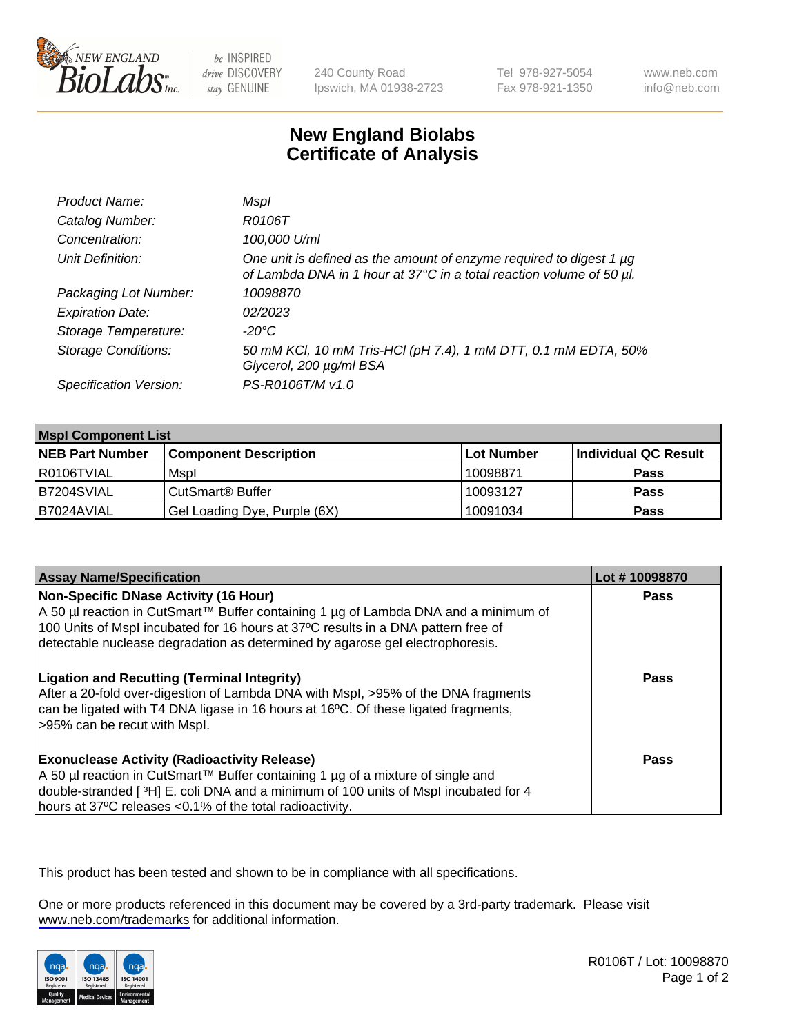New England BioLabs Inc. — be INSPIRED drive DISCOVERY stay GENUINE

240 County Road
Ipswich, MA 01938-2723

Tel 978-927-5054
Fax 978-921-1350

www.neb.com
info@neb.com

# New England Biolabs
# Certificate of Analysis

| | |
|---|---|
| *Product Name:* | *MspI* |
| *Catalog Number:* | *R0106T* |
| *Concentration:* | *100,000 U/ml* |
| *Unit Definition:* | *One unit is defined as the amount of enzyme required to digest 1 µg of Lambda DNA in 1 hour at 37°C in a total reaction volume of 50 µl.* |
| *Packaging Lot Number:* | *10098870* |
| *Expiration Date:* | *02/2023* |
| *Storage Temperature:* | *-20°C* |
| *Storage Conditions:* | *50 mM KCl, 10 mM Tris-HCl (pH 7.4), 1 mM DTT, 0.1 mM EDTA, 50% Glycerol, 200 µg/ml BSA* |
| *Specification Version:* | *PS-R0106T/M v1.0* |

| MspI Component List | | | |
|---|---|---|---|
| **NEB Part Number** | **Component Description** | **Lot Number** | **Individual QC Result** |
| R0106TVIAL | MspI | 10098871 | **Pass** |
| B7204SVIAL | CutSmart® Buffer | 10093127 | **Pass** |
| B7024AVIAL | Gel Loading Dye, Purple (6X) | 10091034 | **Pass** |

| Assay Name/Specification | Lot # 10098870 |
|---|---|
| **Non-Specific DNase Activity (16 Hour)** A 50 µl reaction in CutSmart™ Buffer containing 1 µg of Lambda DNA and a minimum of 100 Units of MspI incubated for 16 hours at 37ºC results in a DNA pattern free of detectable nuclease degradation as determined by agarose gel electrophoresis. | **Pass** |
| **Ligation and Recutting (Terminal Integrity)** After a 20-fold over-digestion of Lambda DNA with MspI, >95% of the DNA fragments can be ligated with T4 DNA ligase in 16 hours at 16ºC. Of these ligated fragments, >95% can be recut with MspI. | **Pass** |
| **Exonuclease Activity (Radioactivity Release)** A 50 µl reaction in CutSmart™ Buffer containing 1 µg of a mixture of single and double-stranded [ $^3$H] E. coli DNA and a minimum of 100 units of MspI incubated for 4 hours at 37ºC releases <0.1% of the total radioactivity. | **Pass** |

This product has been tested and shown to be in compliance with all specifications.

One or more products referenced in this document may be covered by a 3rd-party trademark. Please visit www.neb.com/trademarks for additional information.

ISO 9001 Registered Quality Management | ISO 13485 Registered Medical Devices | ISO 14001 Registered Environmental Management

R0106T / Lot: 10098870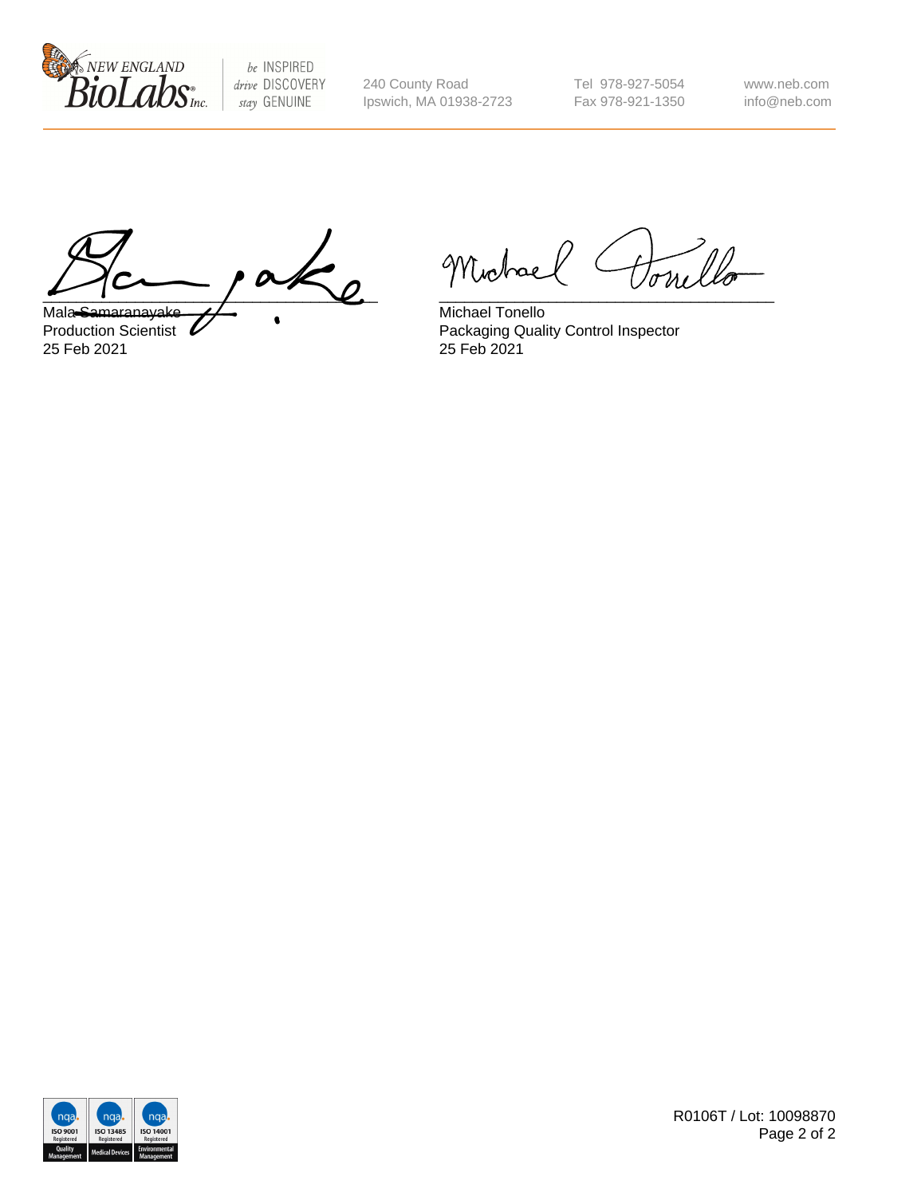Mala Samaranayake
Production Scientist
25 Feb 2021

Michael Tonello
Packaging Quality Control Inspector
25 Feb 2021

R0106T / Lot: 10098870